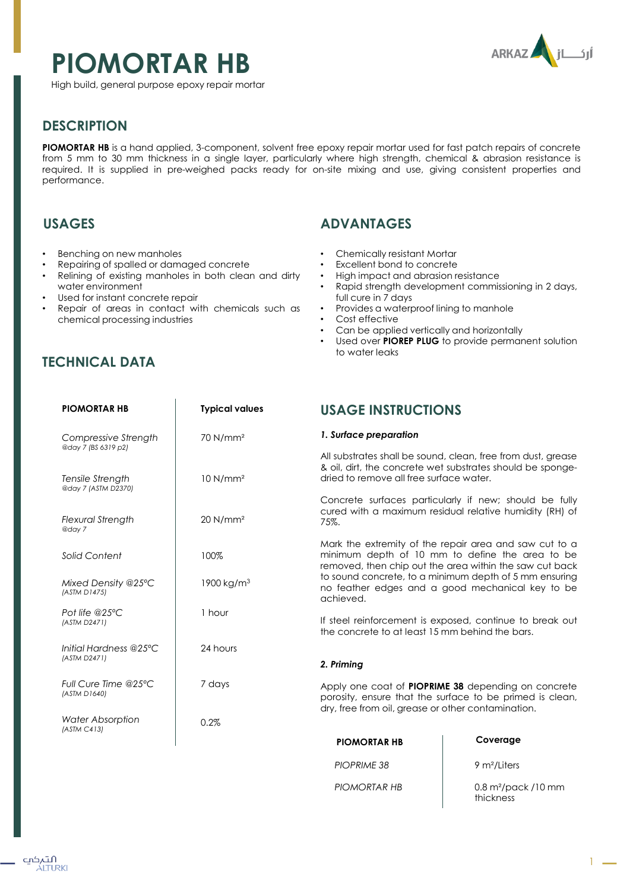# PIOMORTAR HB

High build, general purpose epoxy repair mortar

## DESCRIPTION

**PIOMORTAR HB** is a hand applied, 3-component, solvent free epoxy repair mortar used for fast patch repairs of concrete from 5 mm to 30 mm thickness in a single layer, particularly where high strength, chemical & abrasion resistance is required. It is supplied in pre-weighed packs ready for on-site mixing and use, giving consistent properties and performance.

## USAGES

- Benching on new manholes
- Repairing of spalled or damaged concrete
- Relining of existing manholes in both clean and dirty water environment
- Used for instant concrete repair
- Repair of areas in contact with chemicals such as chemical processing industries

## ADVANTAGES

- Chemically resistant Mortar
- Excellent bond to concrete
- High impact and abrasion resistance
- Rapid strength development commissioning in 2 days, full cure in 7 days
- Provides a waterproof lining to manhole
- Cost effective
- Can be applied vertically and horizontally
- Used over **PIOREP PLUG** to provide permanent solution to water leaks

## TECHNICAL DATA

| PIOMORTAR HB | Typical values |
|---|---|
| *Compressive Strength* *@day 7 (BS 6319 p2)* | 70 N/mm² |
| *Tensile Strength* *@day 7 (ASTM D2370)* | 10 N/mm² |
| *Flexural Strength* *@day 7* | 20 N/mm² |
| *Solid Content* | 100% |
| *Mixed Density @25°C* *(ASTM D1475)* | 1900 kg/m³ |
| *Pot life @25°C* *(ASTM D2471)* | 1 hour |
| *Initial Hardness @25°C* *(ASTM D2471)* | 24 hours |
| *Full Cure Time @25°C* *(ASTM D1640)* | 7 days |
| *Water Absorption* *(ASTM C413)* | 0.2% |

## USAGE INSTRUCTIONS

***1. Surface preparation***

All substrates shall be sound, clean, free from dust, grease & oil, dirt, the concrete wet substrates should be sponge-dried to remove all free surface water.

Concrete surfaces particularly if new; should be fully cured with a maximum residual relative humidity (RH) of 75%.

Mark the extremity of the repair area and saw cut to a minimum depth of 10 mm to define the area to be removed, then chip out the area within the saw cut back to sound concrete, to a minimum depth of 5 mm ensuring no feather edges and a good mechanical key to be achieved.

If steel reinforcement is exposed, continue to break out the concrete to at least 15 mm behind the bars.

***2. Priming***

Apply one coat of **PIOPRIME 38** depending on concrete porosity, ensure that the surface to be primed is clean, dry, free from oil, grease or other contamination.

| PIOMORTAR HB | Coverage |
|---|---|
| *PIOPRIME 38* | 9 m²/Liters |
| *PIOMORTAR HB* | 0.8 m²/pack /10 mm thickness |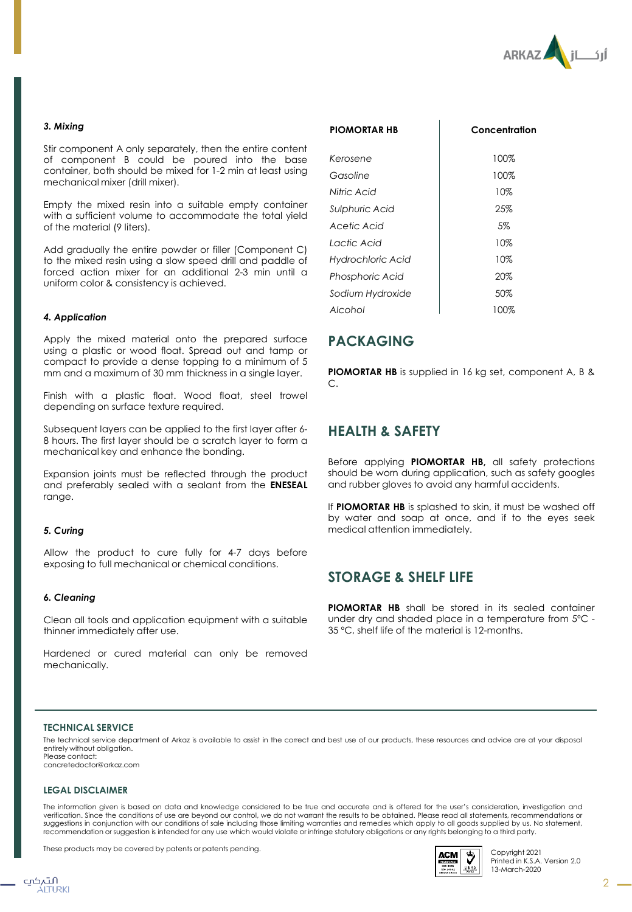### *3. Mixing*

Stir component A only separately, then the entire content of component B could be poured into the base container, both should be mixed for 1-2 min at least using mechanical mixer (drill mixer).

Empty the mixed resin into a suitable empty container with a sufficient volume to accommodate the total yield of the material (9 liters).

Add gradually the entire powder or filler (Component C) to the mixed resin using a slow speed drill and paddle of forced action mixer for an additional 2-3 min until a uniform color & consistency is achieved.

### *4. Application*

Apply the mixed material onto the prepared surface using a plastic or wood float. Spread out and tamp or compact to provide a dense topping to a minimum of 5 mm and a maximum of 30 mm thickness in a single layer.

Finish with a plastic float. Wood float, steel trowel depending on surface texture required.

Subsequent layers can be applied to the first layer after 6-8 hours. The first layer should be a scratch layer to form a mechanical key and enhance the bonding.

Expansion joints must be reflected through the product and preferably sealed with a sealant from the **ENESEAL** range.

### *5. Curing*

Allow the product to cure fully for 4-7 days before exposing to full mechanical or chemical conditions.

### *6. Cleaning*

Clean all tools and application equipment with a suitable thinner immediately after use.

Hardened or cured material can only be removed mechanically.

| PIOMORTAR HB | Concentration |
|---|---|
| *Kerosene* | 100% |
| *Gasoline* | 100% |
| *Nitric Acid* | 10% |
| *Sulphuric Acid* | 25% |
| *Acetic Acid* | 5% |
| *Lactic Acid* | 10% |
| *Hydrochloric Acid* | 10% |
| *Phosphoric Acid* | 20% |
| *Sodium Hydroxide* | 50% |
| *Alcohol* | 100% |

## PACKAGING

**PIOMORTAR HB** is supplied in 16 kg set, component A, B & C.

## HEALTH & SAFETY

Before applying **PIOMORTAR HB,** all safety protections should be worn during application, such as safety googles and rubber gloves to avoid any harmful accidents.

If **PIOMORTAR HB** is splashed to skin, it must be washed off by water and soap at once, and if to the eyes seek medical attention immediately.

## STORAGE & SHELF LIFE

**PIOMORTAR HB** shall be stored in its sealed container under dry and shaded place in a temperature from 5°C - 35 °C, shelf life of the material is 12-months.

### TECHNICAL SERVICE

The technical service department of Arkaz is available to assist in the correct and best use of our products, these resources and advice are at your disposal entirely without obligation.
Please contact:
concretedoctor@arkaz.com

### LEGAL DISCLAIMER

The information given is based on data and knowledge considered to be true and accurate and is offered for the user's consideration, investigation and verification. Since the conditions of use are beyond our control, we do not warrant the results to be obtained. Please read all statements, recommendations or suggestions in conjunction with our conditions of sale including those limiting warranties and remedies which apply to all goods supplied by us. No statement, recommendation or suggestion is intended for any use which would violate or infringe statutory obligations or any rights belonging to a third party.

These products may be covered by patents or patents pending.

Copyright 2021
Printed in K.S.A. Version 2.0
13-March-2020